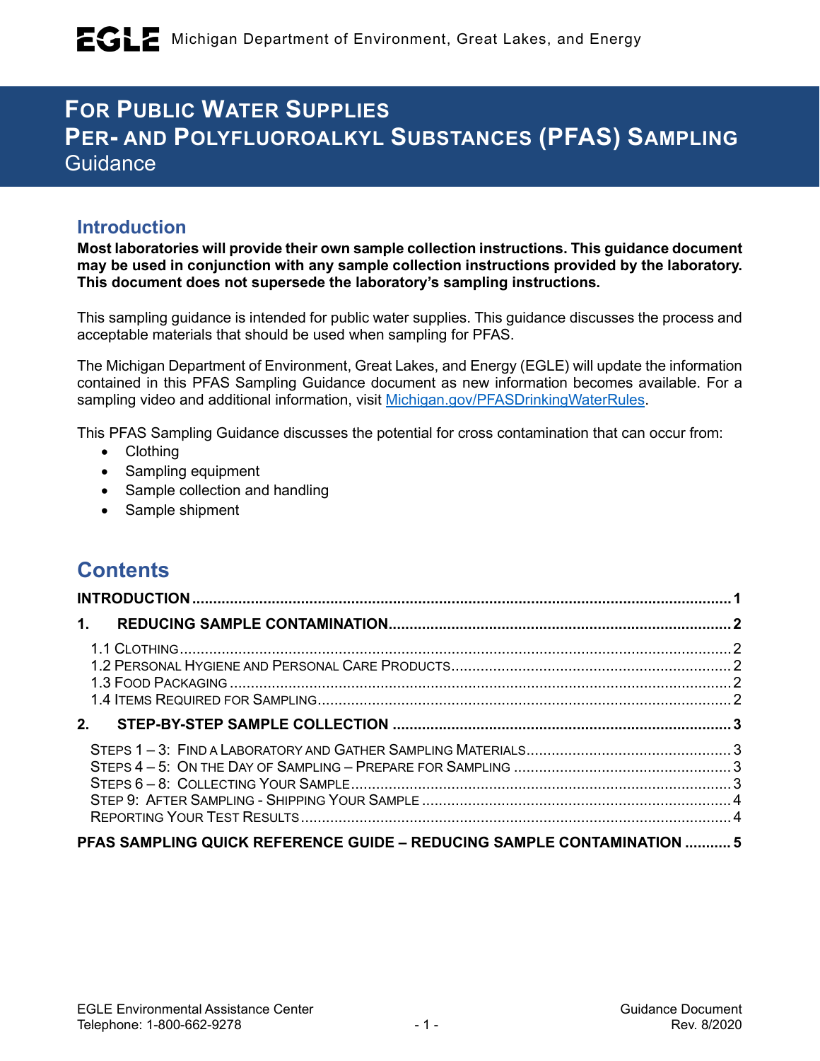Michigan Department of Environment, Great Lakes, and Energy

# For Public Water Supplies Per- and Polyfluoroalkyl Substances (PFAS) Sampling Guidance

## Introduction

**Most laboratories will provide their own sample collection instructions. This guidance document may be used in conjunction with any sample collection instructions provided by the laboratory. This document does not supersede the laboratory's sampling instructions.**

This sampling guidance is intended for public water supplies. This guidance discusses the process and acceptable materials that should be used when sampling for PFAS.

The Michigan Department of Environment, Great Lakes, and Energy (EGLE) will update the information contained in this PFAS Sampling Guidance document as new information becomes available. For a sampling video and additional information, visit [Michigan.gov/PFASDrinkingWaterRules](Michigan.gov/PFASDrinkingWaterRules).

This PFAS Sampling Guidance discusses the potential for cross contamination that can occur from:

- Clothing
- Sampling equipment
- Sample collection and handling
- Sample shipment

## Contents

**INTRODUCTION** ........ 1

**1. REDUCING SAMPLE CONTAMINATION** ........ 2

- 1.1 Clothing ........ 2
- 1.2 Personal Hygiene and Personal Care Products ........ 2
- 1.3 Food Packaging ........ 2
- 1.4 Items Required for Sampling ........ 2

**2. STEP-BY-STEP SAMPLE COLLECTION** ........ 3

- Steps 1 – 3: Find a Laboratory and Gather Sampling Materials ........ 3
- Steps 4 – 5: On the Day of Sampling – Prepare for Sampling ........ 3
- Steps 6 – 8: Collecting Your Sample ........ 3
- Step 9: After Sampling - Shipping Your Sample ........ 4
- Reporting Your Test Results ........ 4

**PFAS SAMPLING QUICK REFERENCE GUIDE – REDUCING SAMPLE CONTAMINATION** ........ 5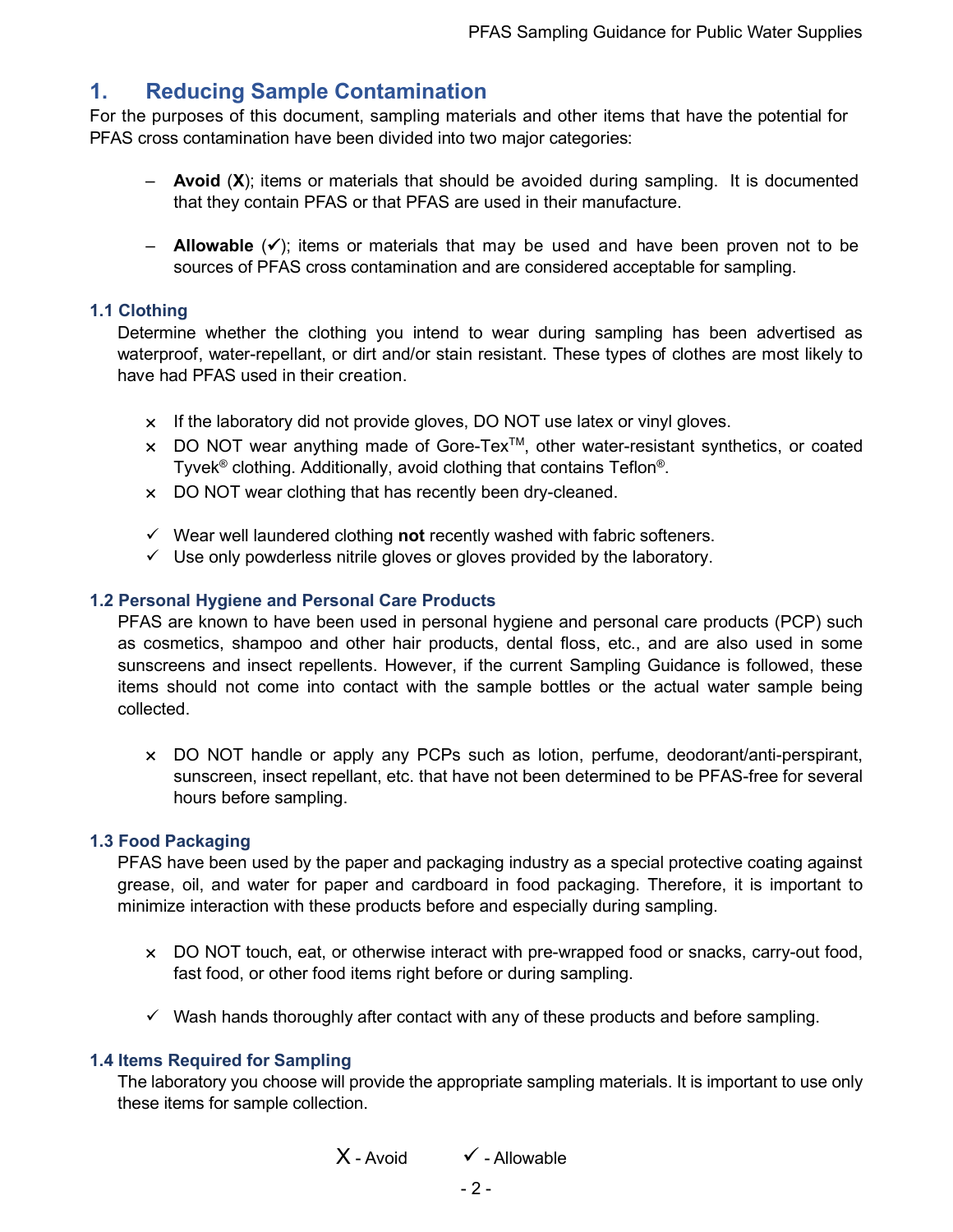# 1. Reducing Sample Contamination

For the purposes of this document, sampling materials and other items that have the potential for PFAS cross contamination have been divided into two major categories:

- **Avoid** (**X**); items or materials that should be avoided during sampling. It is documented that they contain PFAS or that PFAS are used in their manufacture.
- **Allowable** (✓); items or materials that may be used and have been proven not to be sources of PFAS cross contamination and are considered acceptable for sampling.

### 1.1 Clothing

Determine whether the clothing you intend to wear during sampling has been advertised as waterproof, water-repellant, or dirt and/or stain resistant. These types of clothes are most likely to have had PFAS used in their creation.

- × If the laboratory did not provide gloves, DO NOT use latex or vinyl gloves.
- × DO NOT wear anything made of Gore-Tex™, other water-resistant synthetics, or coated Tyvek® clothing. Additionally, avoid clothing that contains Teflon®.
- × DO NOT wear clothing that has recently been dry-cleaned.

- ✓ Wear well laundered clothing **not** recently washed with fabric softeners.
- ✓ Use only powderless nitrile gloves or gloves provided by the laboratory.

### 1.2 Personal Hygiene and Personal Care Products

PFAS are known to have been used in personal hygiene and personal care products (PCP) such as cosmetics, shampoo and other hair products, dental floss, etc., and are also used in some sunscreens and insect repellents. However, if the current Sampling Guidance is followed, these items should not come into contact with the sample bottles or the actual water sample being collected.

- × DO NOT handle or apply any PCPs such as lotion, perfume, deodorant/anti-perspirant, sunscreen, insect repellant, etc. that have not been determined to be PFAS-free for several hours before sampling.

### 1.3 Food Packaging

PFAS have been used by the paper and packaging industry as a special protective coating against grease, oil, and water for paper and cardboard in food packaging. Therefore, it is important to minimize interaction with these products before and especially during sampling.

- × DO NOT touch, eat, or otherwise interact with pre-wrapped food or snacks, carry-out food, fast food, or other food items right before or during sampling.

- ✓ Wash hands thoroughly after contact with any of these products and before sampling.

### 1.4 Items Required for Sampling

The laboratory you choose will provide the appropriate sampling materials. It is important to use only these items for sample collection.

X - Avoid ✓ - Allowable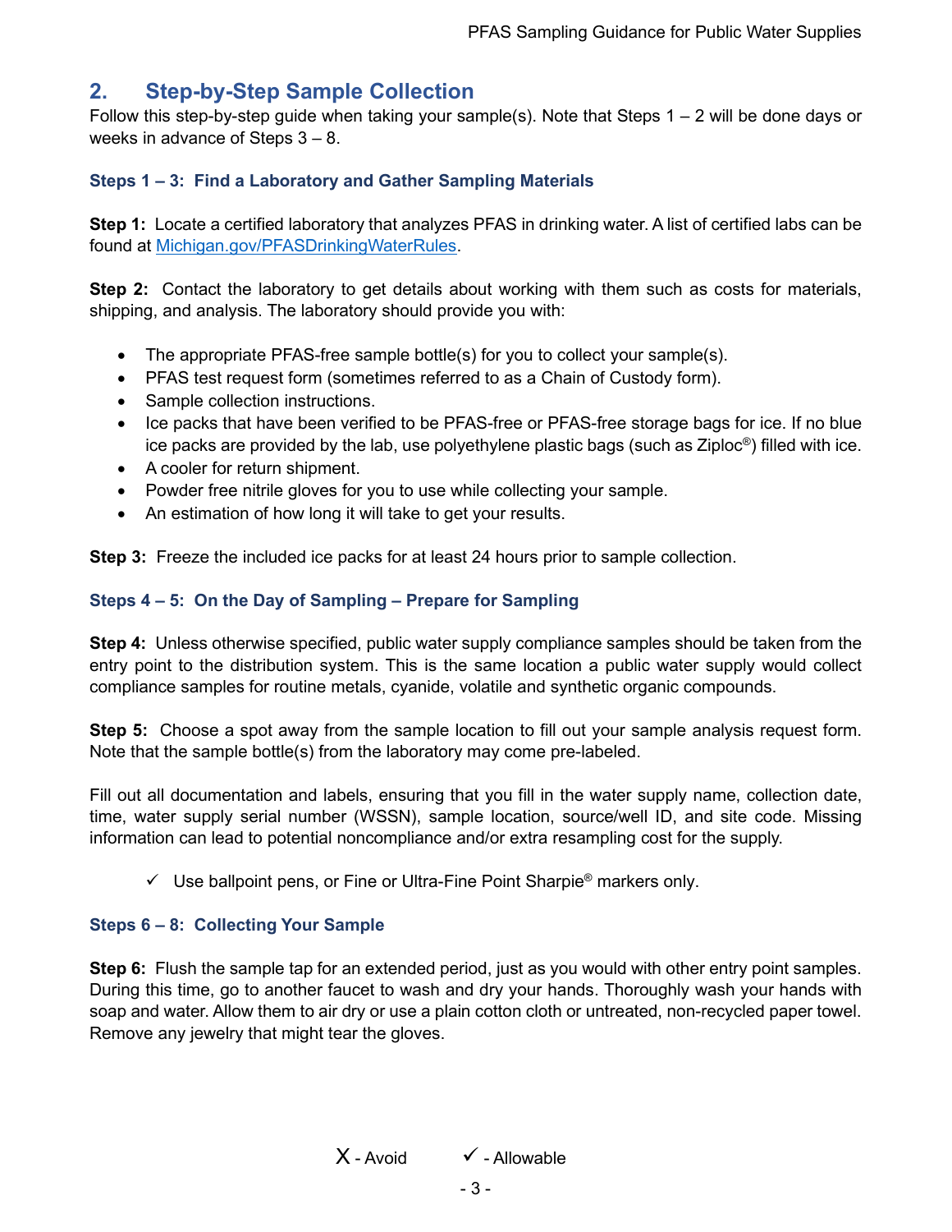## 2. Step-by-Step Sample Collection

Follow this step-by-step guide when taking your sample(s). Note that Steps 1 – 2 will be done days or weeks in advance of Steps 3 – 8.

### Steps 1 – 3: Find a Laboratory and Gather Sampling Materials

**Step 1:** Locate a certified laboratory that analyzes PFAS in drinking water. A list of certified labs can be found at [Michigan.gov/PFASDrinkingWaterRules](Michigan.gov/PFASDrinkingWaterRules).

**Step 2:** Contact the laboratory to get details about working with them such as costs for materials, shipping, and analysis. The laboratory should provide you with:

- The appropriate PFAS-free sample bottle(s) for you to collect your sample(s).
- PFAS test request form (sometimes referred to as a Chain of Custody form).
- Sample collection instructions.
- Ice packs that have been verified to be PFAS-free or PFAS-free storage bags for ice. If no blue ice packs are provided by the lab, use polyethylene plastic bags (such as Ziploc®) filled with ice.
- A cooler for return shipment.
- Powder free nitrile gloves for you to use while collecting your sample.
- An estimation of how long it will take to get your results.

**Step 3:** Freeze the included ice packs for at least 24 hours prior to sample collection.

### Steps 4 – 5: On the Day of Sampling – Prepare for Sampling

**Step 4:** Unless otherwise specified, public water supply compliance samples should be taken from the entry point to the distribution system. This is the same location a public water supply would collect compliance samples for routine metals, cyanide, volatile and synthetic organic compounds.

**Step 5:** Choose a spot away from the sample location to fill out your sample analysis request form. Note that the sample bottle(s) from the laboratory may come pre-labeled.

Fill out all documentation and labels, ensuring that you fill in the water supply name, collection date, time, water supply serial number (WSSN), sample location, source/well ID, and site code. Missing information can lead to potential noncompliance and/or extra resampling cost for the supply.

- ✓ Use ballpoint pens, or Fine or Ultra-Fine Point Sharpie® markers only.

### Steps 6 – 8: Collecting Your Sample

**Step 6:** Flush the sample tap for an extended period, just as you would with other entry point samples. During this time, go to another faucet to wash and dry your hands. Thoroughly wash your hands with soap and water. Allow them to air dry or use a plain cotton cloth or untreated, non-recycled paper towel. Remove any jewelry that might tear the gloves.

X - Avoid ✓ - Allowable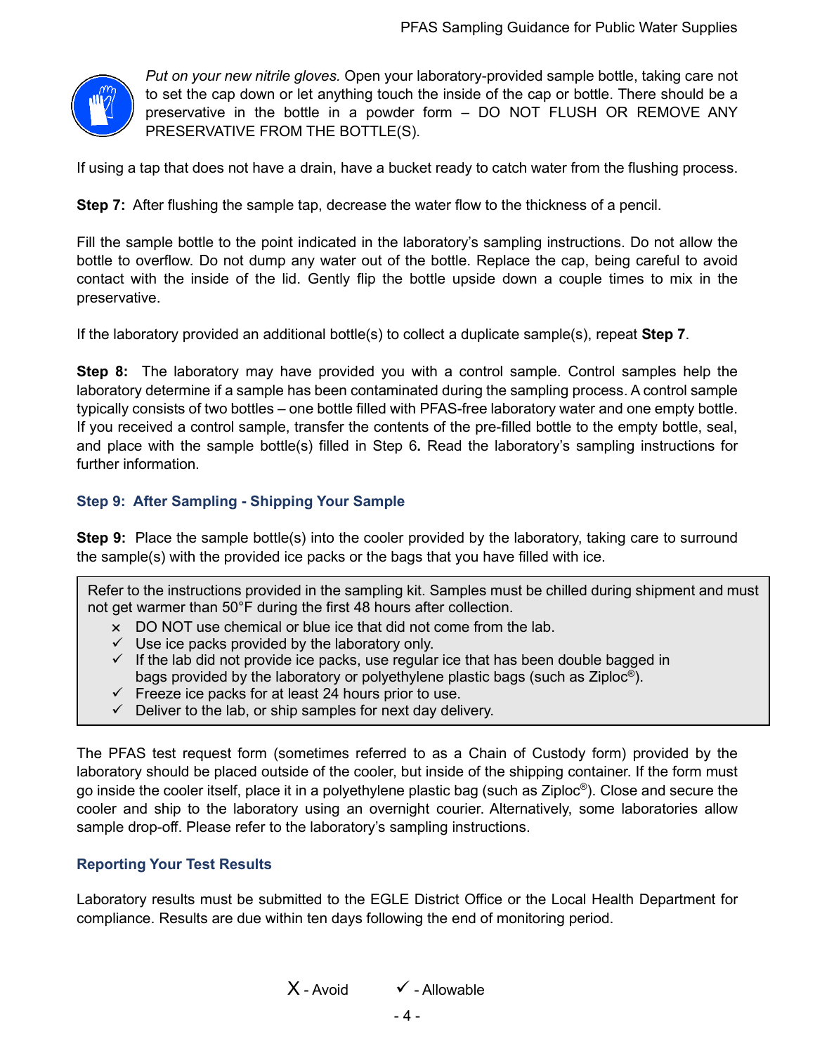*Put on your new nitrile gloves.* Open your laboratory-provided sample bottle, taking care not to set the cap down or let anything touch the inside of the cap or bottle. There should be a preservative in the bottle in a powder form – DO NOT FLUSH OR REMOVE ANY PRESERVATIVE FROM THE BOTTLE(S).

If using a tap that does not have a drain, have a bucket ready to catch water from the flushing process.

**Step 7:** After flushing the sample tap, decrease the water flow to the thickness of a pencil.

Fill the sample bottle to the point indicated in the laboratory's sampling instructions. Do not allow the bottle to overflow. Do not dump any water out of the bottle. Replace the cap, being careful to avoid contact with the inside of the lid. Gently flip the bottle upside down a couple times to mix in the preservative.

If the laboratory provided an additional bottle(s) to collect a duplicate sample(s), repeat **Step 7**.

**Step 8:** The laboratory may have provided you with a control sample. Control samples help the laboratory determine if a sample has been contaminated during the sampling process. A control sample typically consists of two bottles – one bottle filled with PFAS-free laboratory water and one empty bottle. If you received a control sample, transfer the contents of the pre-filled bottle to the empty bottle, seal, and place with the sample bottle(s) filled in Step 6**.** Read the laboratory's sampling instructions for further information.

### Step 9: After Sampling - Shipping Your Sample

**Step 9:** Place the sample bottle(s) into the cooler provided by the laboratory, taking care to surround the sample(s) with the provided ice packs or the bags that you have filled with ice.

> Refer to the instructions provided in the sampling kit. Samples must be chilled during shipment and must not get warmer than 50°F during the first 48 hours after collection.
>
> - × DO NOT use chemical or blue ice that did not come from the lab.
> - ✓ Use ice packs provided by the laboratory only.
> - ✓ If the lab did not provide ice packs, use regular ice that has been double bagged in bags provided by the laboratory or polyethylene plastic bags (such as Ziploc®).
> - ✓ Freeze ice packs for at least 24 hours prior to use.
> - ✓ Deliver to the lab, or ship samples for next day delivery.

The PFAS test request form (sometimes referred to as a Chain of Custody form) provided by the laboratory should be placed outside of the cooler, but inside of the shipping container. If the form must go inside the cooler itself, place it in a polyethylene plastic bag (such as Ziploc®). Close and secure the cooler and ship to the laboratory using an overnight courier. Alternatively, some laboratories allow sample drop-off. Please refer to the laboratory's sampling instructions.

### Reporting Your Test Results

Laboratory results must be submitted to the EGLE District Office or the Local Health Department for compliance. Results are due within ten days following the end of monitoring period.

X - Avoid ✓ - Allowable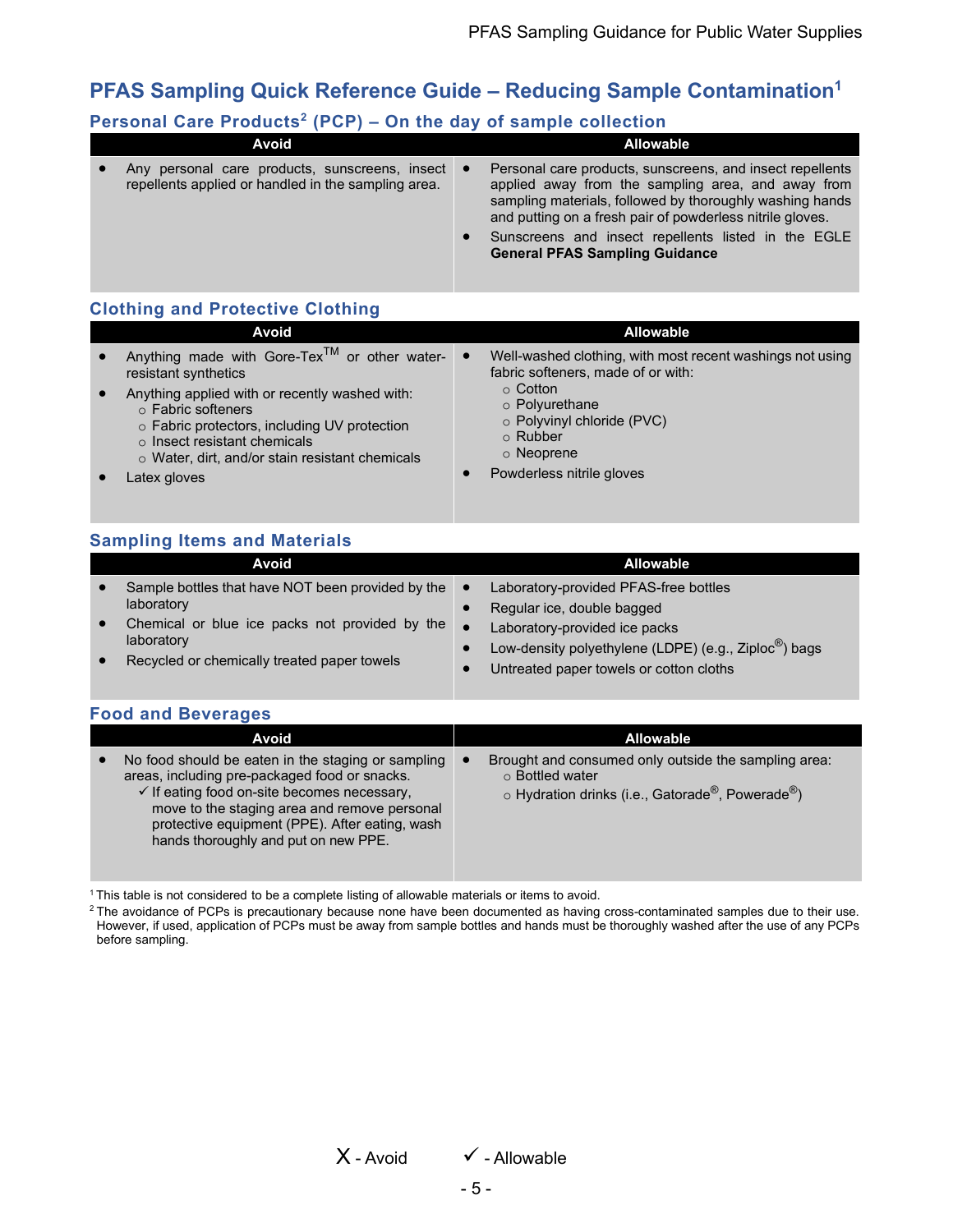# PFAS Sampling Quick Reference Guide – Reducing Sample Contamination[1]

## Personal Care Products[2] (PCP) – On the day of sample collection

| Avoid | Allowable |
|---|---|
| • Any personal care products, sunscreens, insect repellents applied or handled in the sampling area. | • Personal care products, sunscreens, and insect repellents applied away from the sampling area, and away from sampling materials, followed by thoroughly washing hands and putting on a fresh pair of powderless nitrile gloves.<br>• Sunscreens and insect repellents listed in the EGLE **General PFAS Sampling Guidance** |

## Clothing and Protective Clothing

| Avoid | Allowable |
|---|---|
| • Anything made with Gore-Tex™ or other water-resistant synthetics<br>• Anything applied with or recently washed with:<br>&nbsp;&nbsp;○ Fabric softeners<br>&nbsp;&nbsp;○ Fabric protectors, including UV protection<br>&nbsp;&nbsp;○ Insect resistant chemicals<br>&nbsp;&nbsp;○ Water, dirt, and/or stain resistant chemicals<br>• Latex gloves | • Well-washed clothing, with most recent washings not using fabric softeners, made of or with:<br>&nbsp;&nbsp;○ Cotton<br>&nbsp;&nbsp;○ Polyurethane<br>&nbsp;&nbsp;○ Polyvinyl chloride (PVC)<br>&nbsp;&nbsp;○ Rubber<br>&nbsp;&nbsp;○ Neoprene<br>• Powderless nitrile gloves |

## Sampling Items and Materials

| Avoid | Allowable |
|---|---|
| • Sample bottles that have NOT been provided by the laboratory<br>• Chemical or blue ice packs not provided by the laboratory<br>• Recycled or chemically treated paper towels | • Laboratory-provided PFAS-free bottles<br>• Regular ice, double bagged<br>• Laboratory-provided ice packs<br>• Low-density polyethylene (LDPE) (e.g., Ziploc®) bags<br>• Untreated paper towels or cotton cloths |

## Food and Beverages

| Avoid | Allowable |
|---|---|
| • No food should be eaten in the staging or sampling areas, including pre-packaged food or snacks.<br>&nbsp;&nbsp;✓ If eating food on-site becomes necessary, move to the staging area and remove personal protective equipment (PPE). After eating, wash hands thoroughly and put on new PPE. | • Brought and consumed only outside the sampling area:<br>&nbsp;&nbsp;○ Bottled water<br>&nbsp;&nbsp;○ Hydration drinks (i.e., Gatorade®, Powerade®) |

[1] This table is not considered to be a complete listing of allowable materials or items to avoid.

[2] The avoidance of PCPs is precautionary because none have been documented as having cross-contaminated samples due to their use. However, if used, application of PCPs must be away from sample bottles and hands must be thoroughly washed after the use of any PCPs before sampling.

X - Avoid ✓ - Allowable